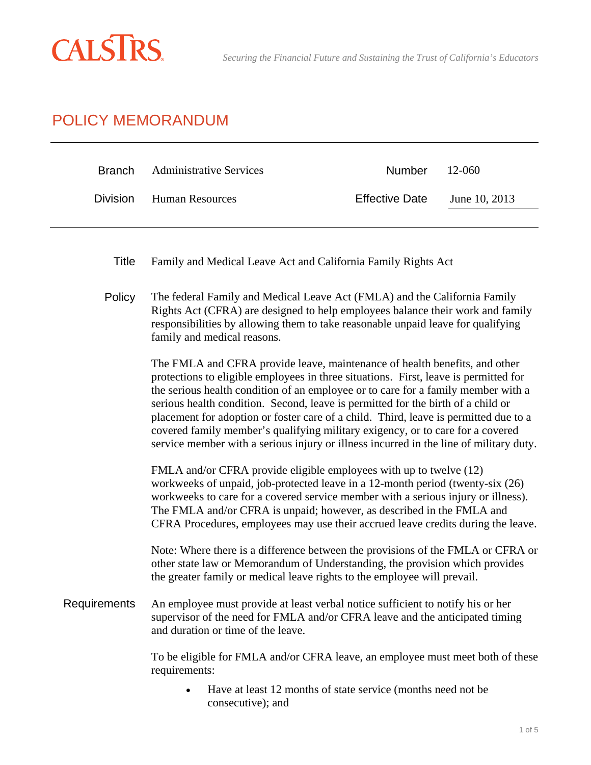CALSTRS

*Securing the Financial Future and Sustaining the Trust of California's Educators*

# POLICY MEMORANDUM

| | | | |
|---|---|---|---|
| Branch | Administrative Services | Number | 12-060 |
| Division | Human Resources | Effective Date | June 10, 2013 |

**Title** Family and Medical Leave Act and California Family Rights Act

**Policy** The federal Family and Medical Leave Act (FMLA) and the California Family Rights Act (CFRA) are designed to help employees balance their work and family responsibilities by allowing them to take reasonable unpaid leave for qualifying family and medical reasons.

The FMLA and CFRA provide leave, maintenance of health benefits, and other protections to eligible employees in three situations. First, leave is permitted for the serious health condition of an employee or to care for a family member with a serious health condition. Second, leave is permitted for the birth of a child or placement for adoption or foster care of a child. Third, leave is permitted due to a covered family member's qualifying military exigency, or to care for a covered service member with a serious injury or illness incurred in the line of military duty.

FMLA and/or CFRA provide eligible employees with up to twelve (12) workweeks of unpaid, job-protected leave in a 12-month period (twenty-six (26) workweeks to care for a covered service member with a serious injury or illness). The FMLA and/or CFRA is unpaid; however, as described in the FMLA and CFRA Procedures, employees may use their accrued leave credits during the leave.

Note: Where there is a difference between the provisions of the FMLA or CFRA or other state law or Memorandum of Understanding, the provision which provides the greater family or medical leave rights to the employee will prevail.

**Requirements** An employee must provide at least verbal notice sufficient to notify his or her supervisor of the need for FMLA and/or CFRA leave and the anticipated timing and duration or time of the leave.

To be eligible for FMLA and/or CFRA leave, an employee must meet both of these requirements:

- Have at least 12 months of state service (months need not be consecutive); and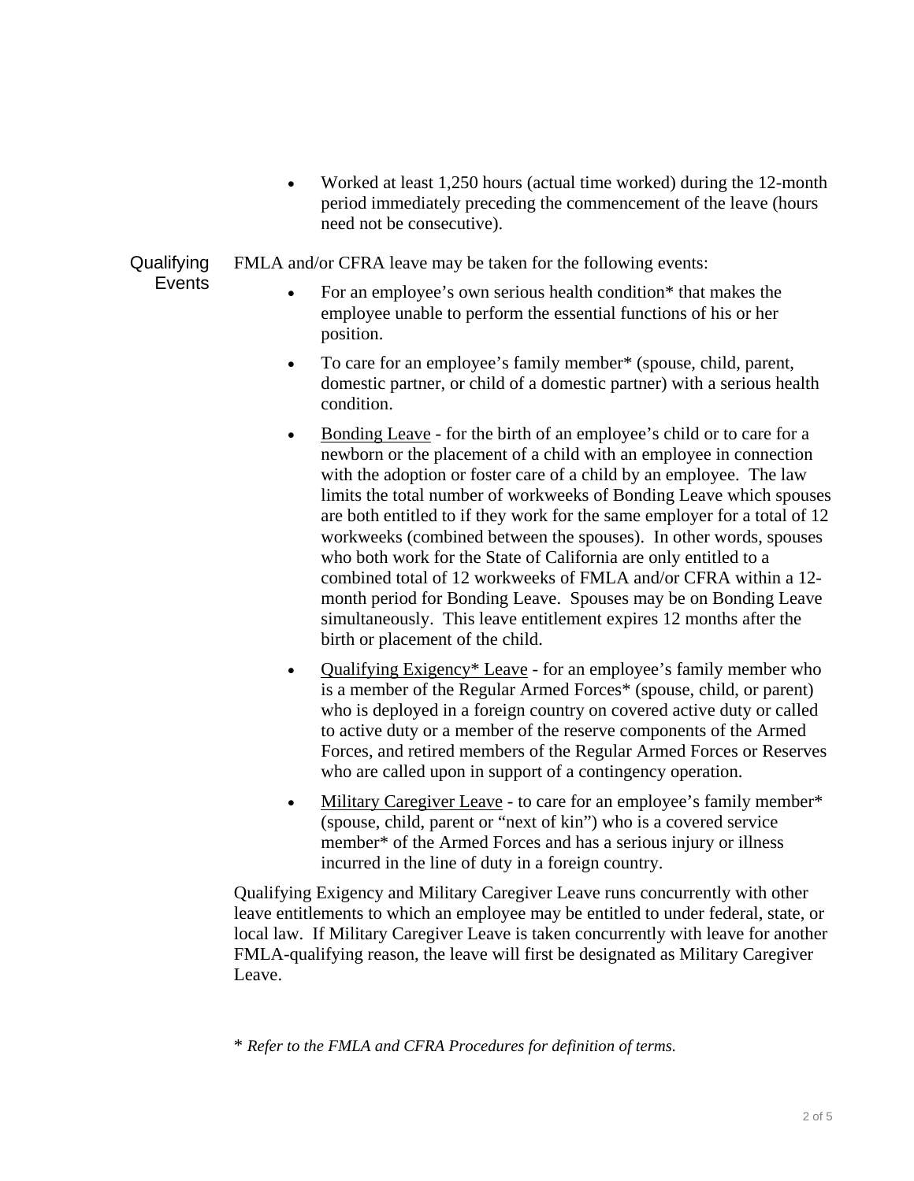- Worked at least 1,250 hours (actual time worked) during the 12-month period immediately preceding the commencement of the leave (hours need not be consecutive).

## Qualifying Events

FMLA and/or CFRA leave may be taken for the following events:

- For an employee's own serious health condition* that makes the employee unable to perform the essential functions of his or her position.
- To care for an employee's family member* (spouse, child, parent, domestic partner, or child of a domestic partner) with a serious health condition.
- <u>Bonding Leave</u> - for the birth of an employee's child or to care for a newborn or the placement of a child with an employee in connection with the adoption or foster care of a child by an employee. The law limits the total number of workweeks of Bonding Leave which spouses are both entitled to if they work for the same employer for a total of 12 workweeks (combined between the spouses). In other words, spouses who both work for the State of California are only entitled to a combined total of 12 workweeks of FMLA and/or CFRA within a 12-month period for Bonding Leave. Spouses may be on Bonding Leave simultaneously. This leave entitlement expires 12 months after the birth or placement of the child.
- <u>Qualifying Exigency* Leave</u> - for an employee's family member who is a member of the Regular Armed Forces* (spouse, child, or parent) who is deployed in a foreign country on covered active duty or called to active duty or a member of the reserve components of the Armed Forces, and retired members of the Regular Armed Forces or Reserves who are called upon in support of a contingency operation.
- <u>Military Caregiver Leave</u> - to care for an employee's family member* (spouse, child, parent or "next of kin") who is a covered service member* of the Armed Forces and has a serious injury or illness incurred in the line of duty in a foreign country.

Qualifying Exigency and Military Caregiver Leave runs concurrently with other leave entitlements to which an employee may be entitled to under federal, state, or local law. If Military Caregiver Leave is taken concurrently with leave for another FMLA-qualifying reason, the leave will first be designated as Military Caregiver Leave.

\* *Refer to the FMLA and CFRA Procedures for definition of terms.*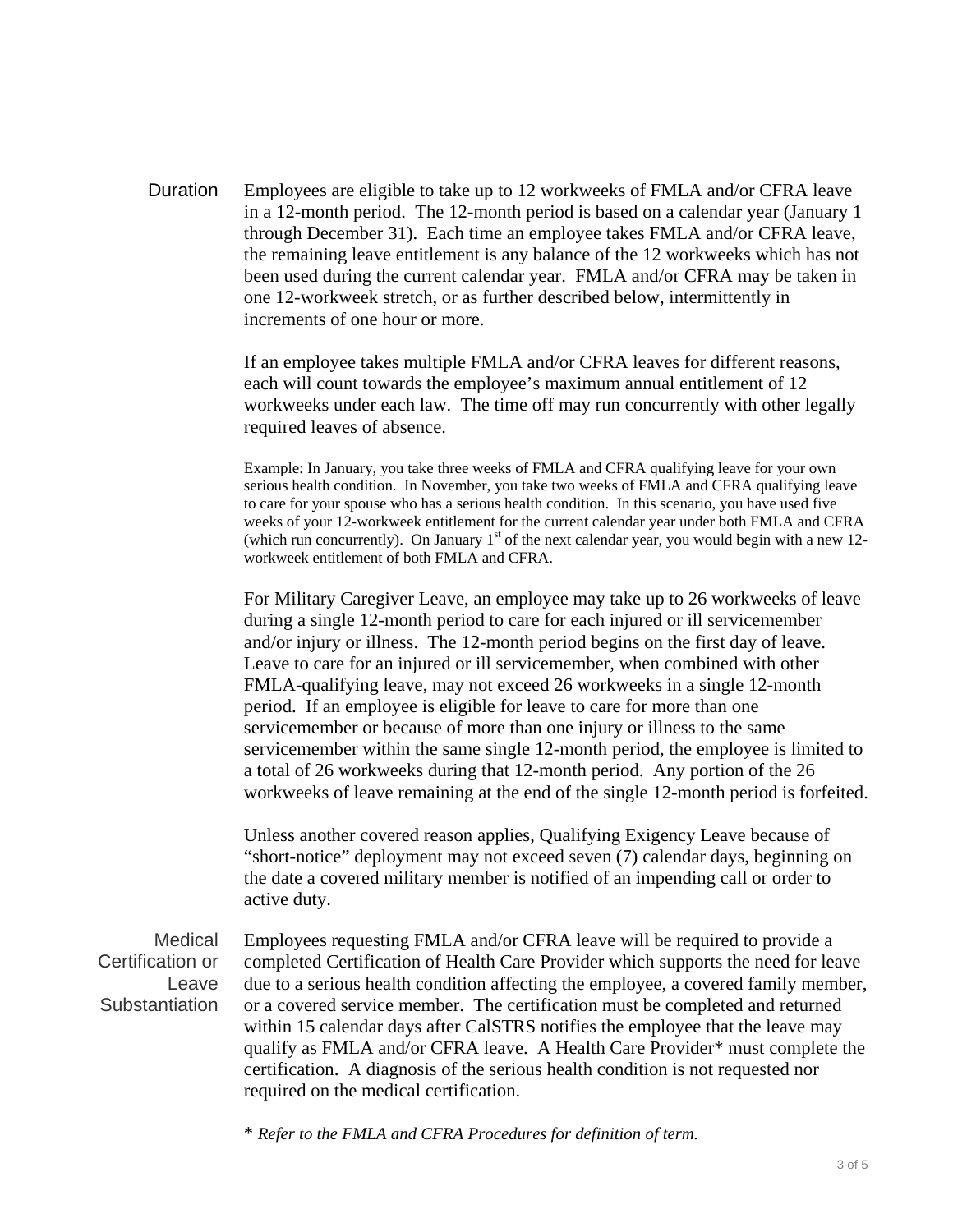## Duration

Employees are eligible to take up to 12 workweeks of FMLA and/or CFRA leave in a 12-month period. The 12-month period is based on a calendar year (January 1 through December 31). Each time an employee takes FMLA and/or CFRA leave, the remaining leave entitlement is any balance of the 12 workweeks which has not been used during the current calendar year. FMLA and/or CFRA may be taken in one 12-workweek stretch, or as further described below, intermittently in increments of one hour or more.

If an employee takes multiple FMLA and/or CFRA leaves for different reasons, each will count towards the employee's maximum annual entitlement of 12 workweeks under each law. The time off may run concurrently with other legally required leaves of absence.

Example: In January, you take three weeks of FMLA and CFRA qualifying leave for your own serious health condition. In November, you take two weeks of FMLA and CFRA qualifying leave to care for your spouse who has a serious health condition. In this scenario, you have used five weeks of your 12-workweek entitlement for the current calendar year under both FMLA and CFRA (which run concurrently). On January 1st of the next calendar year, you would begin with a new 12-workweek entitlement of both FMLA and CFRA.

For Military Caregiver Leave, an employee may take up to 26 workweeks of leave during a single 12-month period to care for each injured or ill servicemember and/or injury or illness. The 12-month period begins on the first day of leave. Leave to care for an injured or ill servicemember, when combined with other FMLA-qualifying leave, may not exceed 26 workweeks in a single 12-month period. If an employee is eligible for leave to care for more than one servicemember or because of more than one injury or illness to the same servicemember within the same single 12-month period, the employee is limited to a total of 26 workweeks during that 12-month period. Any portion of the 26 workweeks of leave remaining at the end of the single 12-month period is forfeited.

Unless another covered reason applies, Qualifying Exigency Leave because of "short-notice" deployment may not exceed seven (7) calendar days, beginning on the date a covered military member is notified of an impending call or order to active duty.

## Medical Certification or Leave Substantiation

Employees requesting FMLA and/or CFRA leave will be required to provide a completed Certification of Health Care Provider which supports the need for leave due to a serious health condition affecting the employee, a covered family member, or a covered service member. The certification must be completed and returned within 15 calendar days after CalSTRS notifies the employee that the leave may qualify as FMLA and/or CFRA leave. A Health Care Provider* must complete the certification. A diagnosis of the serious health condition is not requested nor required on the medical certification.

\* *Refer to the FMLA and CFRA Procedures for definition of term.*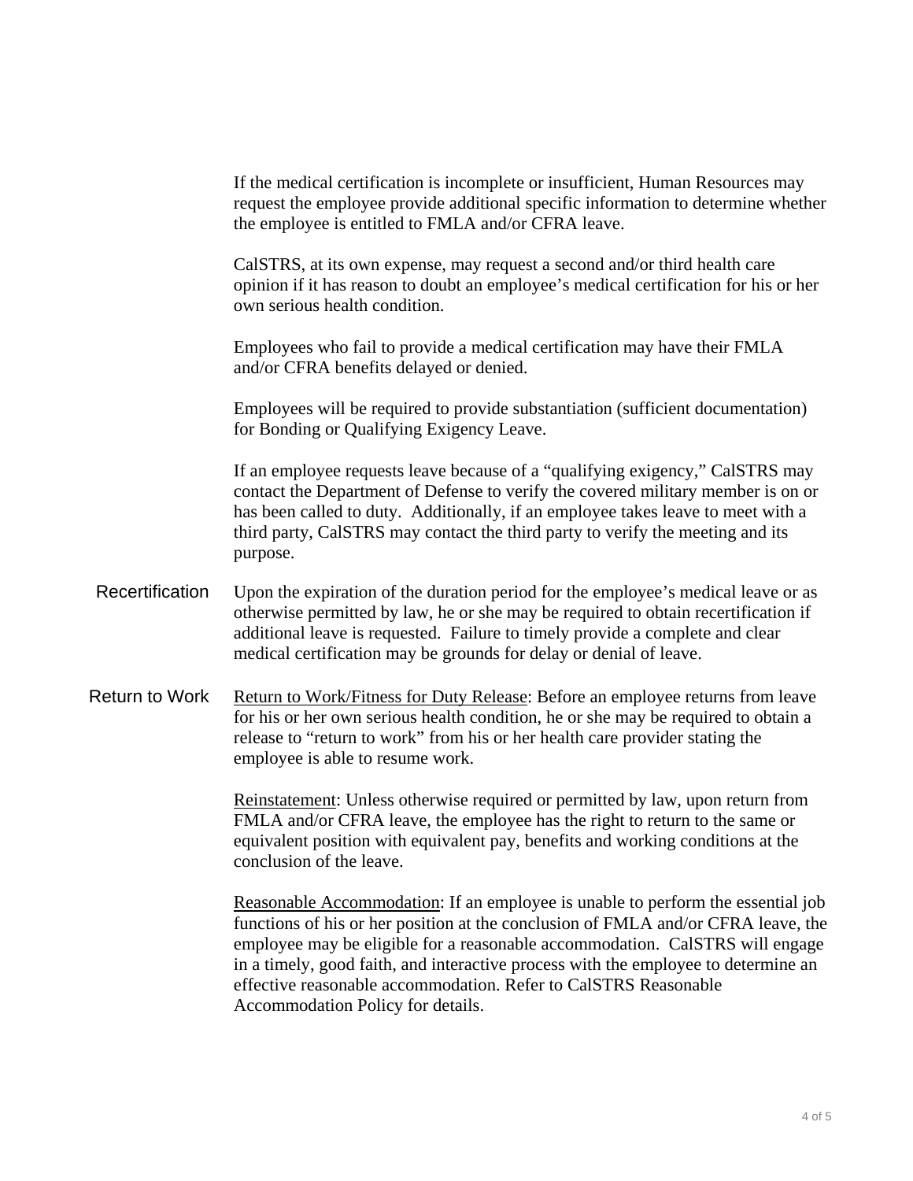If the medical certification is incomplete or insufficient, Human Resources may request the employee provide additional specific information to determine whether the employee is entitled to FMLA and/or CFRA leave.

CalSTRS, at its own expense, may request a second and/or third health care opinion if it has reason to doubt an employee's medical certification for his or her own serious health condition.

Employees who fail to provide a medical certification may have their FMLA and/or CFRA benefits delayed or denied.

Employees will be required to provide substantiation (sufficient documentation) for Bonding or Qualifying Exigency Leave.

If an employee requests leave because of a "qualifying exigency," CalSTRS may contact the Department of Defense to verify the covered military member is on or has been called to duty. Additionally, if an employee takes leave to meet with a third party, CalSTRS may contact the third party to verify the meeting and its purpose.

## Recertification

Upon the expiration of the duration period for the employee's medical leave or as otherwise permitted by law, he or she may be required to obtain recertification if additional leave is requested. Failure to timely provide a complete and clear medical certification may be grounds for delay or denial of leave.

## Return to Work

Return to Work/Fitness for Duty Release: Before an employee returns from leave for his or her own serious health condition, he or she may be required to obtain a release to "return to work" from his or her health care provider stating the employee is able to resume work.

Reinstatement: Unless otherwise required or permitted by law, upon return from FMLA and/or CFRA leave, the employee has the right to return to the same or equivalent position with equivalent pay, benefits and working conditions at the conclusion of the leave.

Reasonable Accommodation: If an employee is unable to perform the essential job functions of his or her position at the conclusion of FMLA and/or CFRA leave, the employee may be eligible for a reasonable accommodation. CalSTRS will engage in a timely, good faith, and interactive process with the employee to determine an effective reasonable accommodation. Refer to CalSTRS Reasonable Accommodation Policy for details.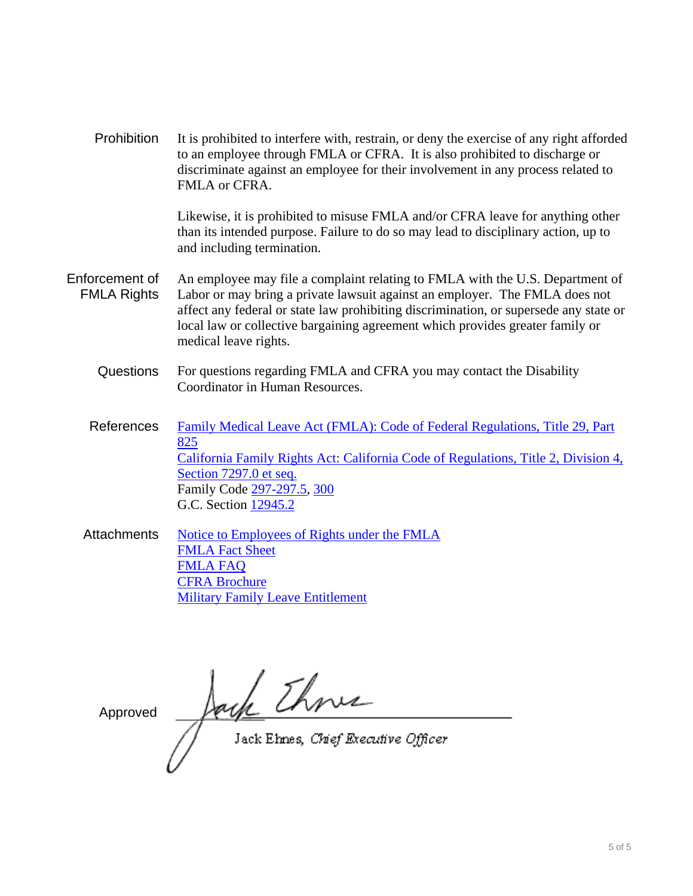**Prohibition**

It is prohibited to interfere with, restrain, or deny the exercise of any right afforded to an employee through FMLA or CFRA. It is also prohibited to discharge or discriminate against an employee for their involvement in any process related to FMLA or CFRA.

Likewise, it is prohibited to misuse FMLA and/or CFRA leave for anything other than its intended purpose. Failure to do so may lead to disciplinary action, up to and including termination.

**Enforcement of FMLA Rights**

An employee may file a complaint relating to FMLA with the U.S. Department of Labor or may bring a private lawsuit against an employer. The FMLA does not affect any federal or state law prohibiting discrimination, or supersede any state or local law or collective bargaining agreement which provides greater family or medical leave rights.

**Questions**

For questions regarding FMLA and CFRA you may contact the Disability Coordinator in Human Resources.

**References**

Family Medical Leave Act (FMLA): Code of Federal Regulations, Title 29, Part 825
California Family Rights Act: California Code of Regulations, Title 2, Division 4, Section 7297.0 et seq.
Family Code 297-297.5, 300
G.C. Section 12945.2

**Attachments**

Notice to Employees of Rights under the FMLA
FMLA Fact Sheet
FMLA FAQ
CFRA Brochure
Military Family Leave Entitlement

**Approved**

Jack Ehnes, *Chief Executive Officer*